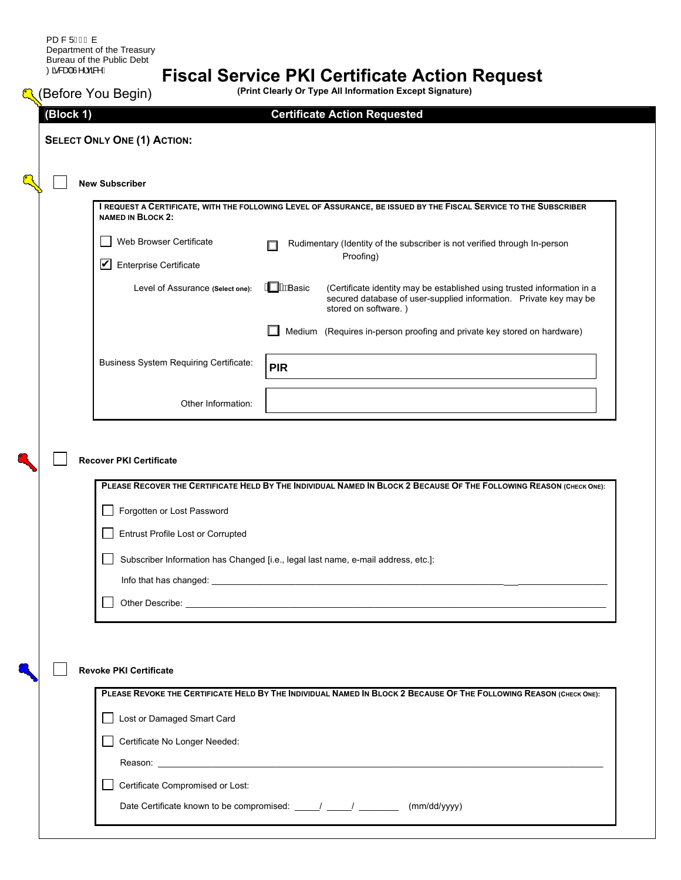PD F 5��� E
Department of the Treasury
Bureau of the Public Debt
)LVFDO6HUYLFH

# Fiscal Service PKI Certificate Action Request

(Before You Begin)

**(Print Clearly Or Type All Information Except Signature)**

## (Block 1) Certificate Action Requested

**SELECT ONLY ONE (1) ACTION:**

☐ **New Subscriber**

**I REQUEST A CERTIFICATE, WITH THE FOLLOWING LEVEL OF ASSURANCE, BE ISSUED BY THE FISCAL SERVICE TO THE SUBSCRIBER NAMED IN BLOCK 2:**

☐ Web Browser Certificate

☑ Enterprise Certificate

Level of Assurance **(Select one):**

☐ Rudimentary (Identity of the subscriber is not verified through In-person Proofing)

☐ Basic (Certificate identity may be established using trusted information in a secured database of user-supplied information. Private key may be stored on software. )

☐ Medium (Requires in-person proofing and private key stored on hardware)

Business System Requiring Certificate: **PIR**

Other Information:

☐ **Recover PKI Certificate**

**PLEASE RECOVER THE CERTIFICATE HELD BY THE INDIVIDUAL NAMED IN BLOCK 2 BECAUSE OF THE FOLLOWING REASON (CHECK ONE):**

☐ Forgotten or Lost Password

☐ Entrust Profile Lost or Corrupted

☐ Subscriber Information has Changed [i.e., legal last name, e-mail address, etc.]:

Info that has changed: ______________________________

☐ Other Describe: ______________________________

☐ **Revoke PKI Certificate**

**PLEASE REVOKE THE CERTIFICATE HELD BY THE INDIVIDUAL NAMED IN BLOCK 2 BECAUSE OF THE FOLLOWING REASON (CHECK ONE):**

☐ Lost or Damaged Smart Card

☐ Certificate No Longer Needed:

Reason: ______________________________

☐ Certificate Compromised or Lost:

Date Certificate known to be compromised: _____/ _____/ ________ (mm/dd/yyyy)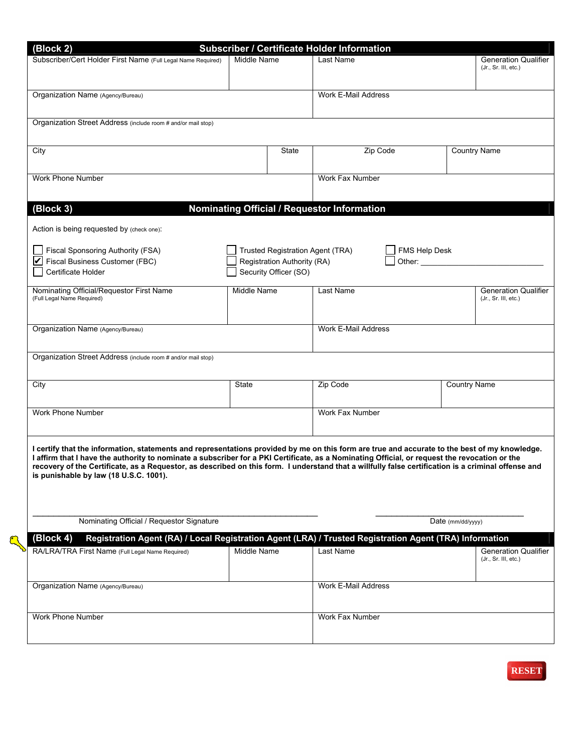## (Block 2) Subscriber / Certificate Holder Information

| Subscriber/Cert Holder First Name (Full Legal Name Required) | Middle Name | Last Name | Generation Qualifier (Jr., Sr. III, etc.) |
|---|---|---|---|
| | | | |

| Organization Name (Agency/Bureau) | Work E-Mail Address |
|---|---|
| | |

| Organization Street Address (include room # and/or mail stop) |
|---|
| |

| City | State | Zip Code | Country Name |
|---|---|---|---|
| | | | |

| Work Phone Number | Work Fax Number |
|---|---|
| | |

## (Block 3) Nominating Official / Requestor Information

Action is being requested by (check one):

- ☐ Fiscal Sponsoring Authority (FSA)
- ☑ Fiscal Business Customer (FBC)
- ☐ Certificate Holder
- ☐ Trusted Registration Agent (TRA)
- ☐ Registration Authority (RA)
- ☐ Security Officer (SO)
- ☐ FMS Help Desk
- ☐ Other: ______________________________

| Nominating Official/Requestor First Name (Full Legal Name Required) | Middle Name | Last Name | Generation Qualifier (Jr., Sr. III, etc.) |
|---|---|---|---|
| | | | |

| Organization Name (Agency/Bureau) | Work E-Mail Address |
|---|---|
| | |

| Organization Street Address (include room # and/or mail stop) |
|---|
| |

| City | State | Zip Code | Country Name |
|---|---|---|---|
| | | | |

| Work Phone Number | Work Fax Number |
|---|---|
| | |

**I certify that the information, statements and representations provided by me on this form are true and accurate to the best of my knowledge. I affirm that I have the authority to nominate a subscriber for a PKI Certificate, as a Nominating Official, or request the revocation or the recovery of the Certificate, as a Requestor, as described on this form. I understand that a willfully false certification is a criminal offense and is punishable by law (18 U.S.C. 1001).**

______________________________________________ Nominating Official / Requestor Signature

______________________________ Date (mm/dd/yyyy)

## (Block 4) Registration Agent (RA) / Local Registration Agent (LRA) / Trusted Registration Agent (TRA) Information

| RA/LRA/TRA First Name (Full Legal Name Required) | Middle Name | Last Name | Generation Qualifier (Jr., Sr. III, etc.) |
|---|---|---|---|
| | | | |

| Organization Name (Agency/Bureau) | Work E-Mail Address |
|---|---|
| | |

| Work Phone Number | Work Fax Number |
|---|---|
| | |

RESET